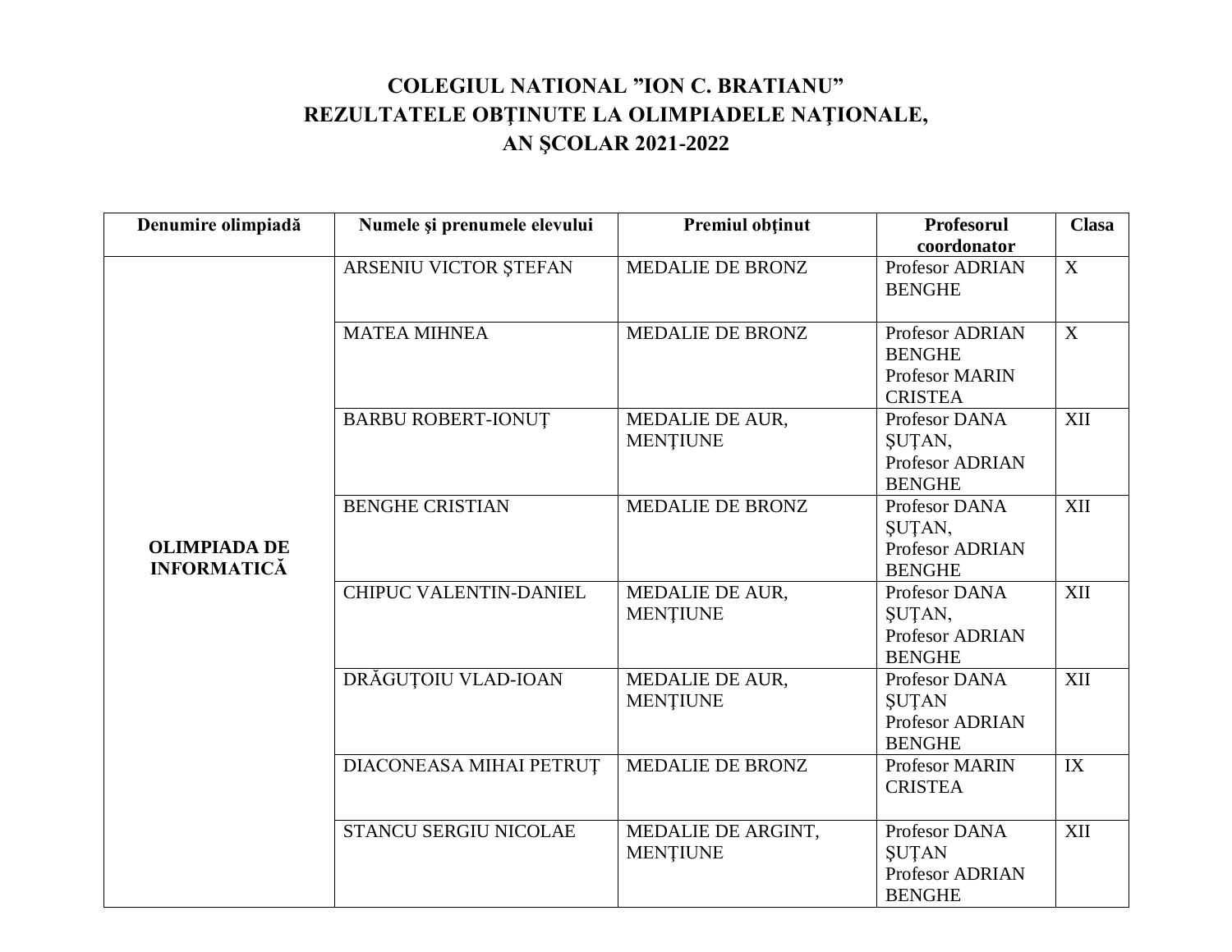# COLEGIUL NATIONAL ”ION C. BRATIANU”
# REZULTATELE OBŢINUTE LA OLIMPIADELE NAŢIONALE, AN ŞCOLAR 2021-2022

| Denumire olimpiadă | Numele şi prenumele elevului | Premiul obţinut | Profesorul coordonator | Clasa |
|---|---|---|---|---|
| **OLIMPIADA DE INFORMATICĂ** | ARSENIU VICTOR ŞTEFAN | MEDALIE DE BRONZ | Profesor ADRIAN BENGHE | X |
| | MATEA MIHNEA | MEDALIE DE BRONZ | Profesor ADRIAN BENGHE Profesor MARIN CRISTEA | X |
| | BARBU ROBERT-IONUȚ | MEDALIE DE AUR, MENȚIUNE | Profesor DANA ȘUȚAN, Profesor ADRIAN BENGHE | XII |
| | BENGHE CRISTIAN | MEDALIE DE BRONZ | Profesor DANA ȘUȚAN, Profesor ADRIAN BENGHE | XII |
| | CHIPUC VALENTIN-DANIEL | MEDALIE DE AUR, MENȚIUNE | Profesor DANA ȘUȚAN, Profesor ADRIAN BENGHE | XII |
| | DRĂGUȚOIU VLAD-IOAN | MEDALIE DE AUR, MENȚIUNE | Profesor DANA ȘUȚAN Profesor ADRIAN BENGHE | XII |
| | DIACONEASA MIHAI PETRUŢ | MEDALIE DE BRONZ | Profesor MARIN CRISTEA | IX |
| | STANCU SERGIU NICOLAE | MEDALIE DE ARGINT, MENȚIUNE | Profesor DANA ȘUȚAN Profesor ADRIAN BENGHE | XII |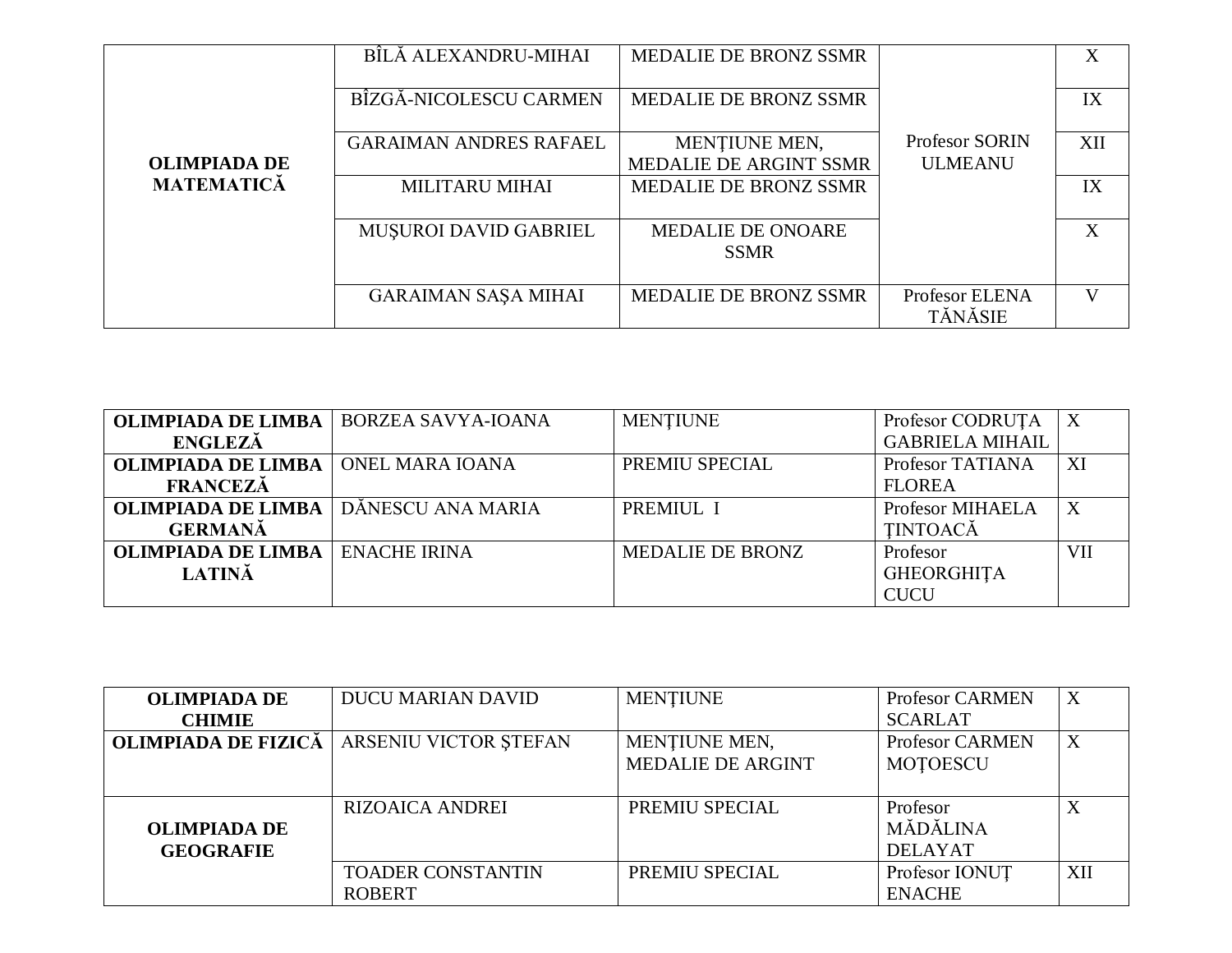| | | | | |
|---|---|---|---|---|
| **OLIMPIADA DE MATEMATICĂ** | BÎLĂ ALEXANDRU-MIHAI | MEDALIE DE BRONZ SSMR | Profesor SORIN ULMEANU | X |
| | BÎZGĂ-NICOLESCU CARMEN | MEDALIE DE BRONZ SSMR | | IX |
| | GARAIMAN ANDRES RAFAEL | MENŢIUNE MEN, MEDALIE DE ARGINT SSMR | | XII |
| | MILITARU MIHAI | MEDALIE DE BRONZ SSMR | | IX |
| | MUŞUROI DAVID GABRIEL | MEDALIE DE ONOARE SSMR | | X |
| | GARAIMAN SAŞA MIHAI | MEDALIE DE BRONZ SSMR | Profesor ELENA TĂNĂSIE | V |

| | | | | |
|---|---|---|---|---|
| **OLIMPIADA DE LIMBA ENGLEZĂ** | BORZEA SAVYA-IOANA | MENŢIUNE | Profesor CODRUȚA GABRIELA MIHAIL | X |
| **OLIMPIADA DE LIMBA FRANCEZĂ** | ONEL MARA IOANA | PREMIU SPECIAL | Profesor TATIANA FLOREA | XI |
| **OLIMPIADA DE LIMBA GERMANĂ** | DĂNESCU ANA MARIA | PREMIUL I | Profesor MIHAELA ŢINTOACĂ | X |
| **OLIMPIADA DE LIMBA LATINĂ** | ENACHE IRINA | MEDALIE DE BRONZ | Profesor GHEORGHIȚA CUCU | VII |

| | | | | |
|---|---|---|---|---|
| **OLIMPIADA DE CHIMIE** | DUCU MARIAN DAVID | MENŢIUNE | Profesor CARMEN SCARLAT | X |
| **OLIMPIADA DE FIZICĂ** | ARSENIU VICTOR ŞTEFAN | MENŢIUNE MEN, MEDALIE DE ARGINT | Profesor CARMEN MOŢOESCU | X |
| **OLIMPIADA DE GEOGRAFIE** | RIZOAICA ANDREI | PREMIU SPECIAL | Profesor MĂDĂLINA DELAYAT | X |
| | TOADER CONSTANTIN ROBERT | PREMIU SPECIAL | Profesor IONUŢ ENACHE | XII |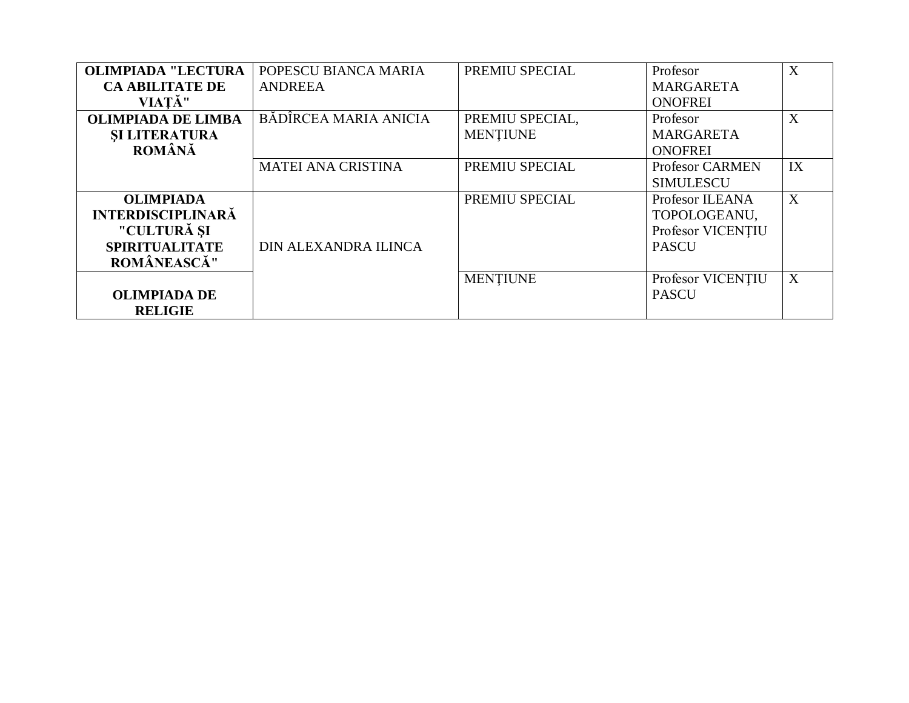| | | | | |
|---|---|---|---|---|
| **OLIMPIADA "LECTURA CA ABILITATE DE VIAȚĂ"** | POPESCU BIANCA MARIA ANDREEA | PREMIU SPECIAL | Profesor MARGARETA ONOFREI | X |
| **OLIMPIADA DE LIMBA ȘI LITERATURA ROMÂNĂ** | BĂDÎRCEA MARIA ANICIA | PREMIU SPECIAL, MENȚIUNE | Profesor MARGARETA ONOFREI | X |
| | MATEI ANA CRISTINA | PREMIU SPECIAL | Profesor CARMEN SIMULESCU | IX |
| **OLIMPIADA INTERDISCIPLINARĂ "CULTURĂ ȘI SPIRITUALITATE ROMÂNEASCĂ"** | DIN ALEXANDRA ILINCA | PREMIU SPECIAL | Profesor ILEANA TOPOLOGEANU, Profesor VICENȚIU PASCU | X |
| **OLIMPIADA DE RELIGIE** | | MENȚIUNE | Profesor VICENȚIU PASCU | X |